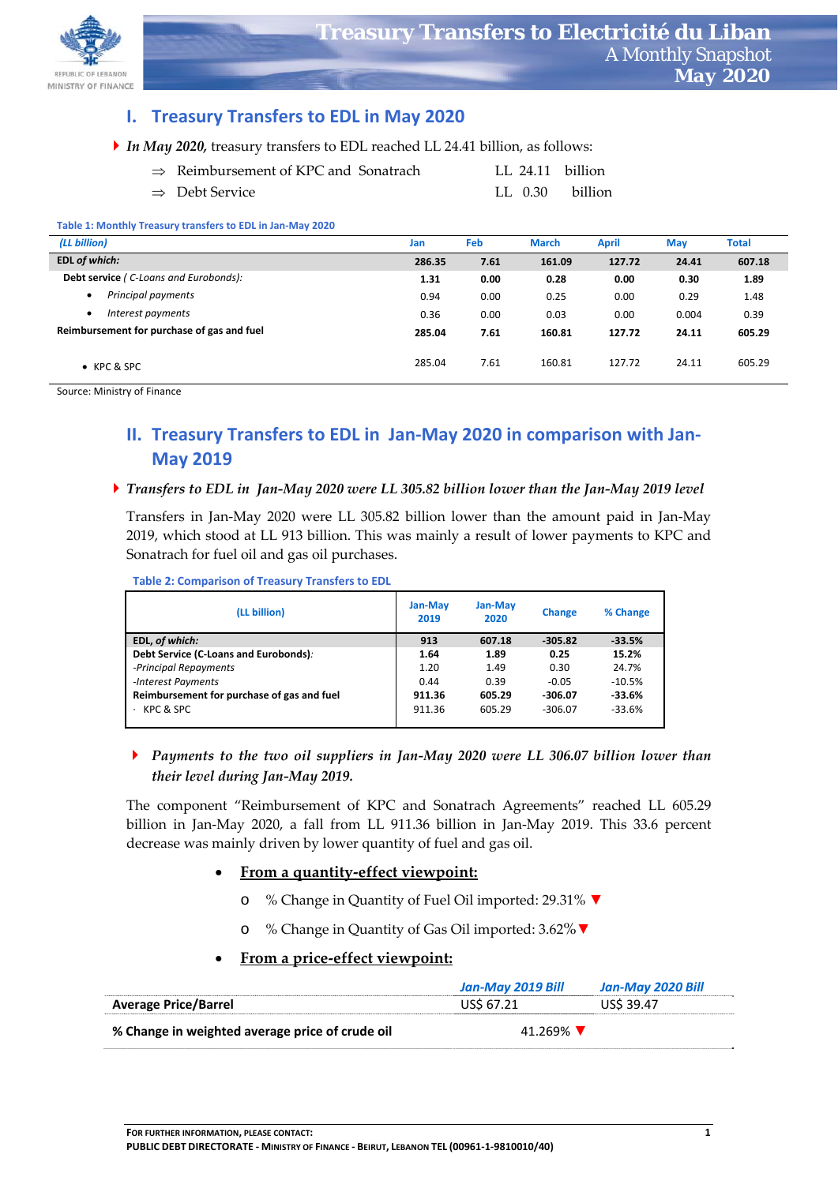REPUBLIC OF LEBANON
MINISTRY OF FINANCE

# Treasury Transfers to Electricité du Liban
A Monthly Snapshot
**May 2020**

## I. Treasury Transfers to EDL in May 2020

- *In May 2020,* treasury transfers to EDL reached LL 24.41 billion, as follows:
  - ⇒ Reimbursement of KPC and Sonatrach LL 24.11 billion
  - ⇒ Debt Service LL 0.30 billion

**Table 1: Monthly Treasury transfers to EDL in Jan-May 2020**

| *(LL billion)* | Jan | Feb | March | April | May | Total |
|---|---|---|---|---|---|---|
| **EDL *of which:*** | **286.35** | **7.61** | **161.09** | **127.72** | **24.41** | **607.18** |
| **Debt service** *( C-Loans and Eurobonds):* | **1.31** | **0.00** | **0.28** | **0.00** | **0.30** | **1.89** |
| • *Principal payments* | 0.94 | 0.00 | 0.25 | 0.00 | 0.29 | 1.48 |
| • *Interest payments* | 0.36 | 0.00 | 0.03 | 0.00 | 0.004 | 0.39 |
| **Reimbursement for purchase of gas and fuel** | **285.04** | **7.61** | **160.81** | **127.72** | **24.11** | **605.29** |
| • KPC & SPC | 285.04 | 7.61 | 160.81 | 127.72 | 24.11 | 605.29 |

Source: Ministry of Finance

## II. Treasury Transfers to EDL in Jan-May 2020 in comparison with Jan-May 2019

- *Transfers to EDL in Jan-May 2020 were LL 305.82 billion lower than the Jan-May 2019 level*

Transfers in Jan-May 2020 were LL 305.82 billion lower than the amount paid in Jan-May 2019, which stood at LL 913 billion. This was mainly a result of lower payments to KPC and Sonatrach for fuel oil and gas oil purchases.

**Table 2: Comparison of Treasury Transfers to EDL**

| (LL billion) | Jan-May 2019 | Jan-May 2020 | Change | % Change |
|---|---|---|---|---|
| **EDL, *of which:*** | **913** | **607.18** | **-305.82** | **-33.5%** |
| **Debt Service (C-Loans and Eurobonds)***:* | **1.64** | **1.89** | **0.25** | **15.2%** |
| *-Principal Repayments* | 1.20 | 1.49 | 0.30 | 24.7% |
| *-Interest Payments* | 0.44 | 0.39 | -0.05 | -10.5% |
| **Reimbursement for purchase of gas and fuel** | **911.36** | **605.29** | **-306.07** | **-33.6%** |
| · KPC & SPC | 911.36 | 605.29 | -306.07 | -33.6% |

- ***Payments to the two oil suppliers in Jan-May 2020 were LL 306.07 billion lower than their level during Jan-May 2019.***

The component "Reimbursement of KPC and Sonatrach Agreements" reached LL 605.29 billion in Jan-May 2020, a fall from LL 911.36 billion in Jan-May 2019. This 33.6 percent decrease was mainly driven by lower quantity of fuel and gas oil.

- **From a quantity-effect viewpoint:**
  - % Change in Quantity of Fuel Oil imported: 29.31% ▼
  - % Change in Quantity of Gas Oil imported: 3.62% ▼
- **From a price-effect viewpoint:**

| | *Jan-May 2019 Bill* | *Jan-May 2020 Bill* |
|---|---|---|
| **Average Price/Barrel** | US$ 67.21 | US$ 39.47 |
| **% Change in weighted average price of crude oil** | 41.269% ▼ | |

**FOR FURTHER INFORMATION, PLEASE CONTACT:**
**PUBLIC DEBT DIRECTORATE - MINISTRY OF FINANCE - BEIRUT, LEBANON TEL (00961-1-9810010/40)**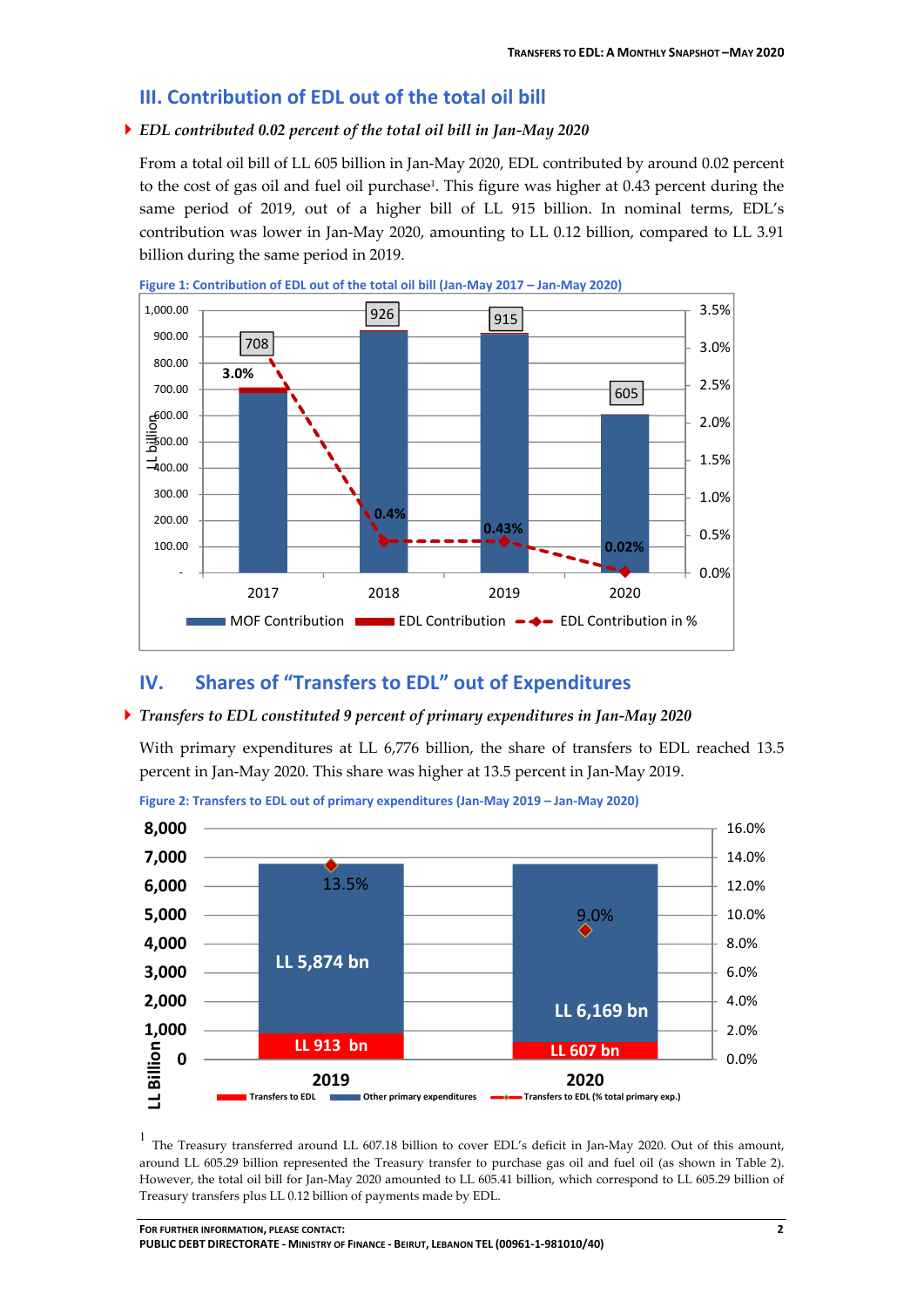## III. Contribution of EDL out of the total oil bill

- *EDL contributed 0.02 percent of the total oil bill in Jan-May 2020*

From a total oil bill of LL 605 billion in Jan-May 2020, EDL contributed by around 0.02 percent to the cost of gas oil and fuel oil purchase[1]. This figure was higher at 0.43 percent during the same period of 2019, out of a higher bill of LL 915 billion. In nominal terms, EDL's contribution was lower in Jan-May 2020, amounting to LL 0.12 billion, compared to LL 3.91 billion during the same period in 2019.

Figure 1: Contribution of EDL out of the total oil bill (Jan-May 2017 – Jan-May 2020)

LL billion

1,000.00
900.00
800.00
700.00
600.00
500.00
400.00
300.00
200.00
100.00
-

3.5%
3.0%
2.5%
2.0%
1.5%
1.0%
0.5%
0.0%

708
926
915
605

3.0%
0.4%
0.43%
0.02%

2017
2018
2019
2020

MOF Contribution
EDL Contribution
EDL Contribution in %

## IV. Shares of "Transfers to EDL" out of Expenditures

- *Transfers to EDL constituted 9 percent of primary expenditures in Jan-May 2020*

With primary expenditures at LL 6,776 billion, the share of transfers to EDL reached 13.5 percent in Jan-May 2020. This share was higher at 13.5 percent in Jan-May 2019.

Figure 2: Transfers to EDL out of primary expenditures (Jan-May 2019 – Jan-May 2020)

LL Billion

8,000
7,000
6,000
5,000
4,000
3,000
2,000
1,000
0

16.0%
14.0%
12.0%
10.0%
8.0%
6.0%
4.0%
2.0%
0.0%

13.5%
LL 5,874 bn
LL 913 bn

9.0%
LL 6,169 bn
LL 607 bn

2019
2020

Transfers to EDL
Other primary expenditures
Transfers to EDL (% total primary exp.)

[1] The Treasury transferred around LL 607.18 billion to cover EDL's deficit in Jan-May 2020. Out of this amount, around LL 605.29 billion represented the Treasury transfer to purchase gas oil and fuel oil (as shown in Table 2). However, the total oil bill for Jan-May 2020 amounted to LL 605.41 billion, which correspond to LL 605.29 billion of Treasury transfers plus LL 0.12 billion of payments made by EDL.

For further information, please contact:
Public Debt Directorate - Ministry of Finance - Beirut, Lebanon Tel (00961-1-981010/40)